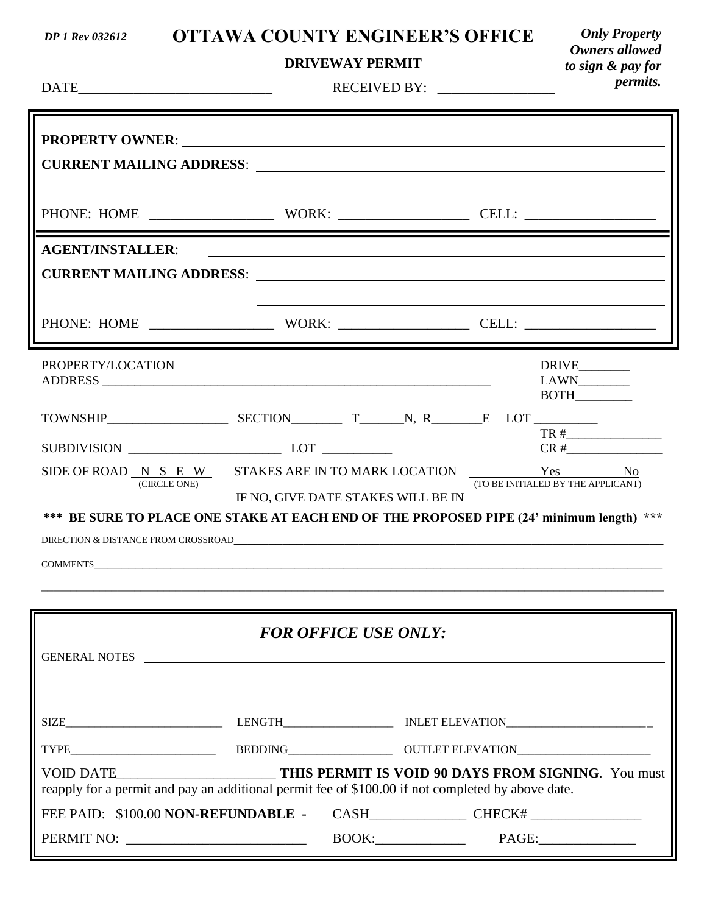DP 1 Rev 032612

# OTTAWA COUNTY ENGINEER'S OFFICE

**DRIVEWAY PERMIT**

***Only Property Owners allowed to sign & pay for permits.***

DATE____________________________ RECEIVED BY: ________________

**PROPERTY OWNER**: ______________________________________________

**CURRENT MAILING ADDRESS**: ______________________________________________

______________________________________________

PHONE: HOME _________________ WORK: __________________ CELL: __________________

**AGENT/INSTALLER**: ______________________________________________

**CURRENT MAILING ADDRESS**: ______________________________________________

______________________________________________

PHONE: HOME _________________ WORK: __________________ CELL: __________________

PROPERTY/LOCATION ADDRESS ______________________________________________

DRIVE________ LAWN________ BOTH_________

TOWNSHIP__________________ SECTION________ T_______N, R________E LOT __________

TR #_______________

SUBDIVISION ________________________ LOT ___________

CR #_______________

SIDE OF ROAD N S E W (CIRCLE ONE) STAKES ARE IN TO MARK LOCATION Yes No (TO BE INITIALED BY THE APPLICANT)

IF NO, GIVE DATE STAKES WILL BE IN ______________________________

**\*\*\* BE SURE TO PLACE ONE STAKE AT EACH END OF THE PROPOSED PIPE (24' minimum length) \*\*\***

DIRECTION & DISTANCE FROM CROSSROAD______________________________________________

COMMENTS______________________________________________

______________________________________________

## *FOR OFFICE USE ONLY:*

GENERAL NOTES ______________________________________________

______________________________________________

______________________________________________

SIZE___________________________ LENGTH___________________ INLET ELEVATION__________________________

TYPE_________________________ BEDDING__________________ OUTLET ELEVATION_______________________

VOID DATE_______________________ **THIS PERMIT IS VOID 90 DAYS FROM SIGNING**. You must reapply for a permit and pay an additional permit fee of $100.00 if not completed by above date.

FEE PAID: $100.00 **NON-REFUNDABLE** - CASH______________ CHECK# ________________

PERMIT NO: __________________________ BOOK:_____________ PAGE:______________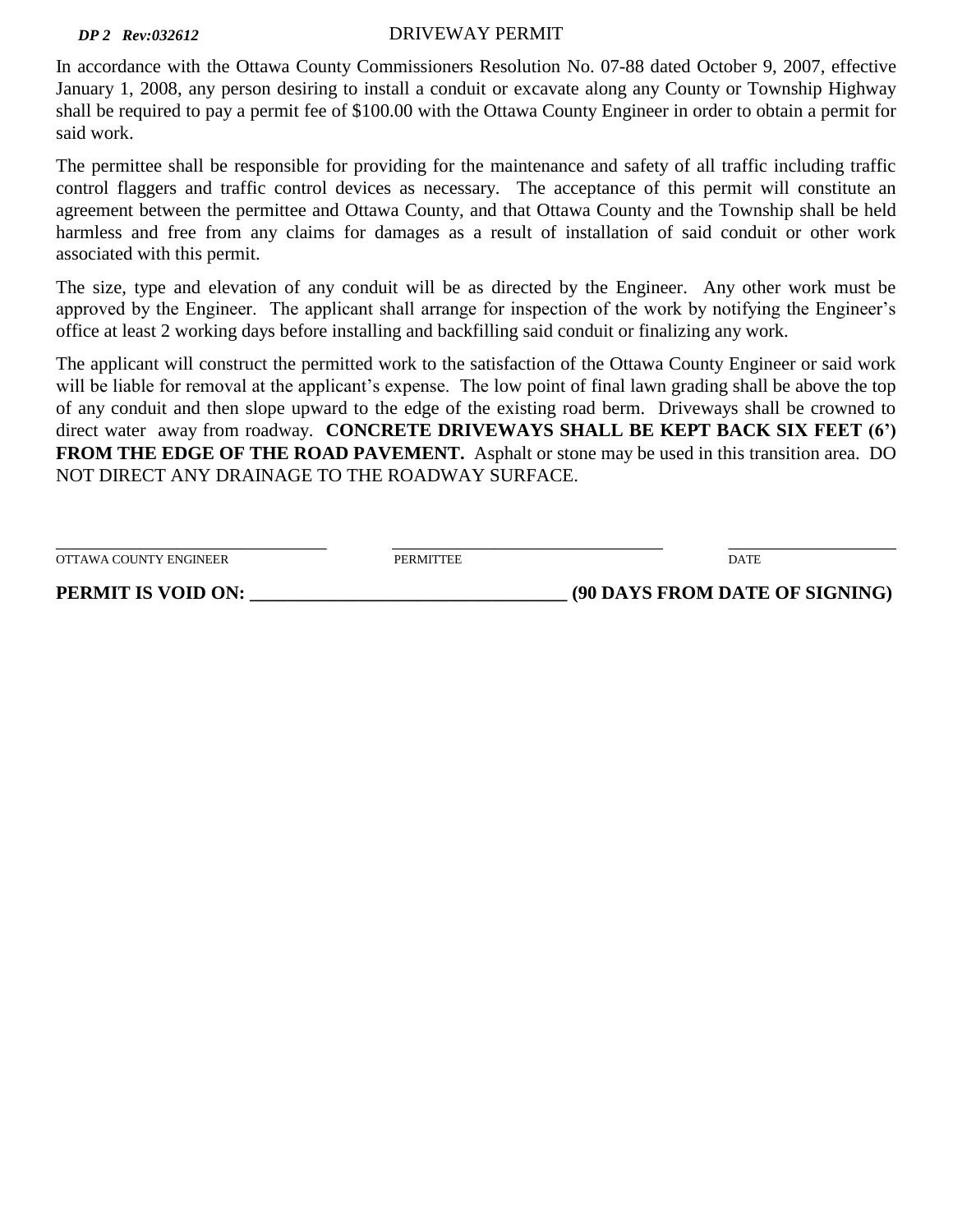***DP 2 Rev:032612***

# DRIVEWAY PERMIT

In accordance with the Ottawa County Commissioners Resolution No. 07-88 dated October 9, 2007, effective January 1, 2008, any person desiring to install a conduit or excavate along any County or Township Highway shall be required to pay a permit fee of $100.00 with the Ottawa County Engineer in order to obtain a permit for said work.

The permittee shall be responsible for providing for the maintenance and safety of all traffic including traffic control flaggers and traffic control devices as necessary. The acceptance of this permit will constitute an agreement between the permittee and Ottawa County, and that Ottawa County and the Township shall be held harmless and free from any claims for damages as a result of installation of said conduit or other work associated with this permit.

The size, type and elevation of any conduit will be as directed by the Engineer. Any other work must be approved by the Engineer. The applicant shall arrange for inspection of the work by notifying the Engineer's office at least 2 working days before installing and backfilling said conduit or finalizing any work.

The applicant will construct the permitted work to the satisfaction of the Ottawa County Engineer or said work will be liable for removal at the applicant's expense. The low point of final lawn grading shall be above the top of any conduit and then slope upward to the edge of the existing road berm. Driveways shall be crowned to direct water away from roadway. **CONCRETE DRIVEWAYS SHALL BE KEPT BACK SIX FEET (6') FROM THE EDGE OF THE ROAD PAVEMENT.** Asphalt or stone may be used in this transition area. DO NOT DIRECT ANY DRAINAGE TO THE ROADWAY SURFACE.

| ________________________________ | ________________________________ | ____________________ |
|---|---|---|
| OTTAWA COUNTY ENGINEER | PERMITTEE | DATE |

**PERMIT IS VOID ON: __________________________________ (90 DAYS FROM DATE OF SIGNING)**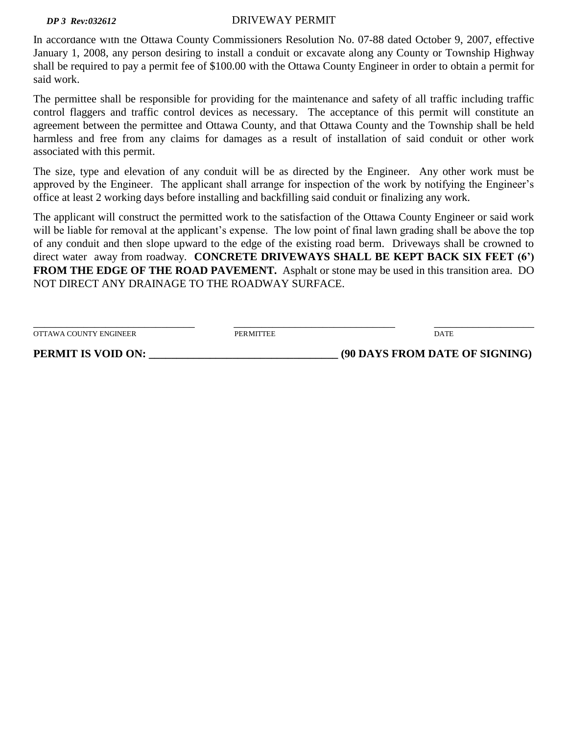***DP 3 Rev:032612***

# DRIVEWAY PERMIT

In accordance with the Ottawa County Commissioners Resolution No. 07-88 dated October 9, 2007, effective January 1, 2008, any person desiring to install a conduit or excavate along any County or Township Highway shall be required to pay a permit fee of $100.00 with the Ottawa County Engineer in order to obtain a permit for said work.

The permittee shall be responsible for providing for the maintenance and safety of all traffic including traffic control flaggers and traffic control devices as necessary. The acceptance of this permit will constitute an agreement between the permittee and Ottawa County, and that Ottawa County and the Township shall be held harmless and free from any claims for damages as a result of installation of said conduit or other work associated with this permit.

The size, type and elevation of any conduit will be as directed by the Engineer. Any other work must be approved by the Engineer. The applicant shall arrange for inspection of the work by notifying the Engineer's office at least 2 working days before installing and backfilling said conduit or finalizing any work.

The applicant will construct the permitted work to the satisfaction of the Ottawa County Engineer or said work will be liable for removal at the applicant's expense. The low point of final lawn grading shall be above the top of any conduit and then slope upward to the edge of the existing road berm. Driveways shall be crowned to direct water away from roadway. **CONCRETE DRIVEWAYS SHALL BE KEPT BACK SIX FEET (6') FROM THE EDGE OF THE ROAD PAVEMENT.** Asphalt or stone may be used in this transition area. DO NOT DIRECT ANY DRAINAGE TO THE ROADWAY SURFACE.

| ______________________________ | ______________________________ | ____________________ |
|---|---|---|
| OTTAWA COUNTY ENGINEER | PERMITTEE | DATE |

**PERMIT IS VOID ON: ________________________________ (90 DAYS FROM DATE OF SIGNING)**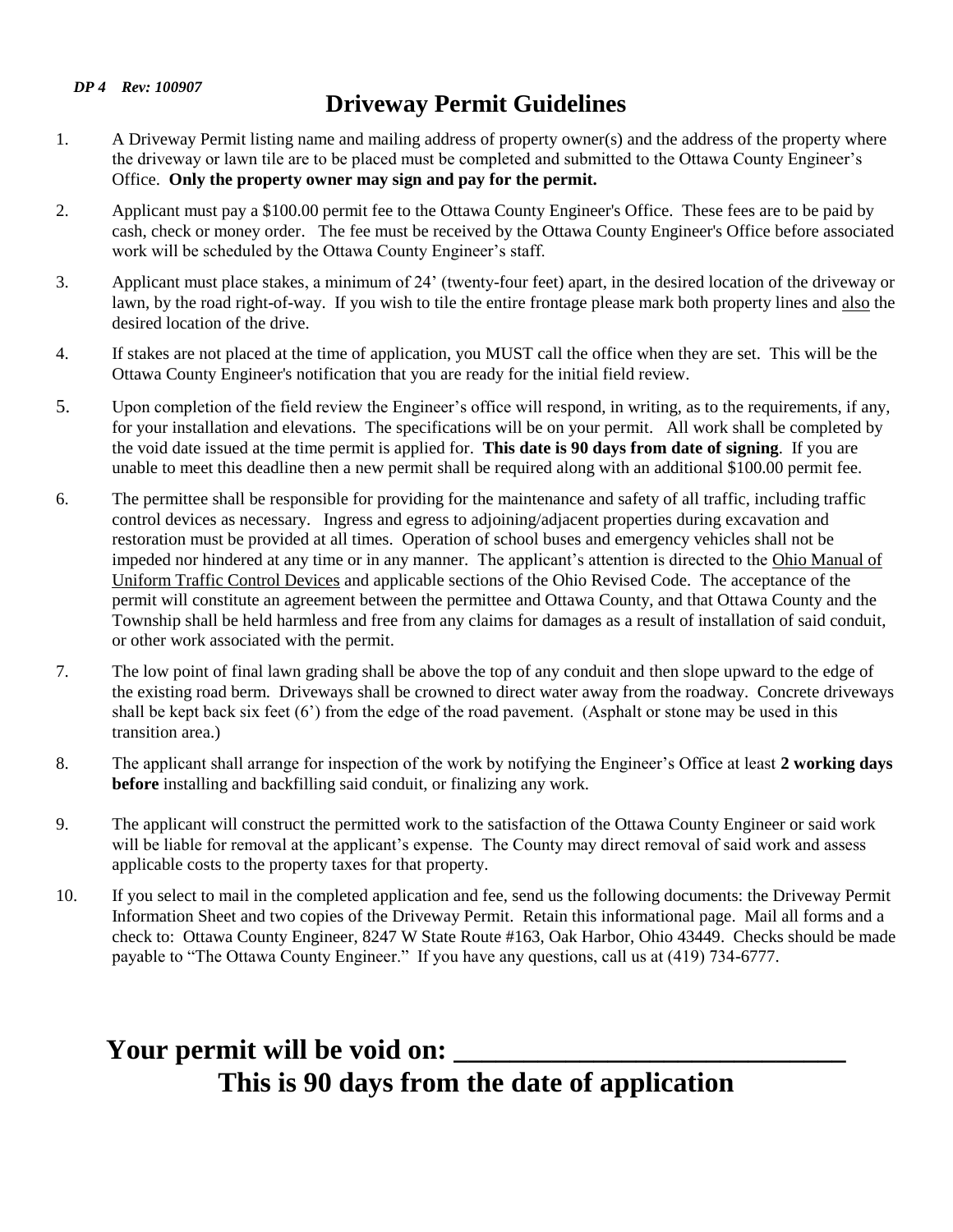*DP 4 Rev: 100907*

# Driveway Permit Guidelines

1. A Driveway Permit listing name and mailing address of property owner(s) and the address of the property where the driveway or lawn tile are to be placed must be completed and submitted to the Ottawa County Engineer's Office. **Only the property owner may sign and pay for the permit.**
2. Applicant must pay a $100.00 permit fee to the Ottawa County Engineer's Office. These fees are to be paid by cash, check or money order. The fee must be received by the Ottawa County Engineer's Office before associated work will be scheduled by the Ottawa County Engineer's staff.
3. Applicant must place stakes, a minimum of 24' (twenty-four feet) apart, in the desired location of the driveway or lawn, by the road right-of-way. If you wish to tile the entire frontage please mark both property lines and <u>also</u> the desired location of the drive.
4. If stakes are not placed at the time of application, you MUST call the office when they are set. This will be the Ottawa County Engineer's notification that you are ready for the initial field review.
5. Upon completion of the field review the Engineer's office will respond, in writing, as to the requirements, if any, for your installation and elevations. The specifications will be on your permit. All work shall be completed by the void date issued at the time permit is applied for. **This date is 90 days from date of signing**. If you are unable to meet this deadline then a new permit shall be required along with an additional $100.00 permit fee.
6. The permittee shall be responsible for providing for the maintenance and safety of all traffic, including traffic control devices as necessary. Ingress and egress to adjoining/adjacent properties during excavation and restoration must be provided at all times. Operation of school buses and emergency vehicles shall not be impeded nor hindered at any time or in any manner. The applicant's attention is directed to the <u>Ohio Manual of Uniform Traffic Control Devices</u> and applicable sections of the Ohio Revised Code. The acceptance of the permit will constitute an agreement between the permittee and Ottawa County, and that Ottawa County and the Township shall be held harmless and free from any claims for damages as a result of installation of said conduit, or other work associated with the permit.
7. The low point of final lawn grading shall be above the top of any conduit and then slope upward to the edge of the existing road berm. Driveways shall be crowned to direct water away from the roadway. Concrete driveways shall be kept back six feet (6') from the edge of the road pavement. (Asphalt or stone may be used in this transition area.)
8. The applicant shall arrange for inspection of the work by notifying the Engineer's Office at least **2 working days before** installing and backfilling said conduit, or finalizing any work.
9. The applicant will construct the permitted work to the satisfaction of the Ottawa County Engineer or said work will be liable for removal at the applicant's expense. The County may direct removal of said work and assess applicable costs to the property taxes for that property.
10. If you select to mail in the completed application and fee, send us the following documents: the Driveway Permit Information Sheet and two copies of the Driveway Permit. Retain this informational page. Mail all forms and a check to: Ottawa County Engineer, 8247 W State Route #163, Oak Harbor, Ohio 43449. Checks should be made payable to "The Ottawa County Engineer." If you have any questions, call us at (419) 734-6777.

## Your permit will be void on: ____________________________
## This is 90 days from the date of application